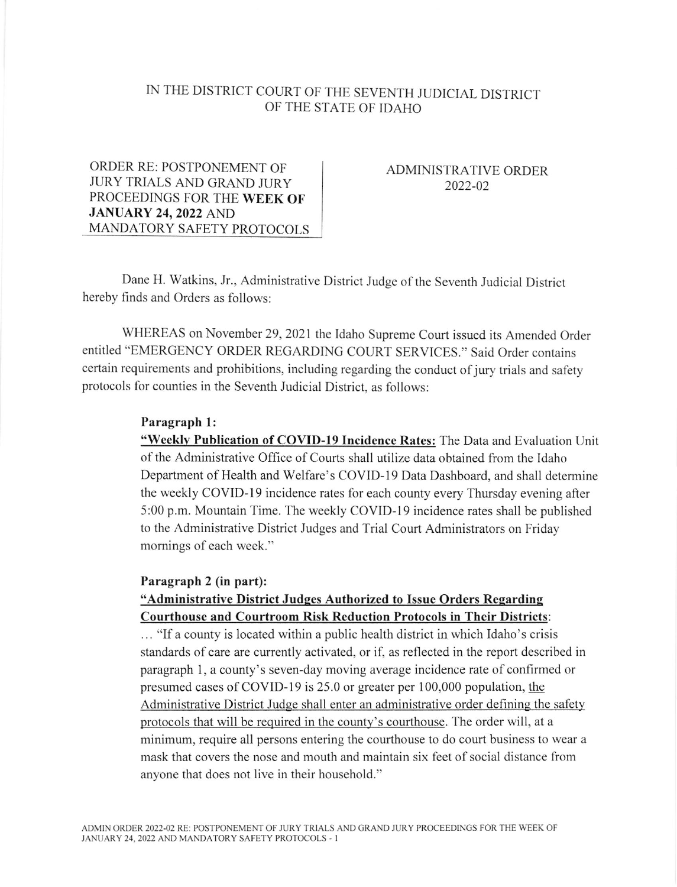# IN THE DISTRICT COURT OF THE SEVENTH JUDICIAL DISTRICT OF THE STATE OF IDAHO

ORDER RE: POSTPONEMENT OF JURY TRIALS AND GRAND JURY PROCEEDINGS FOR THE **WEEK OF JANUARY 24, 2022** AND MANDATORY SAFETY PROTOCOLS

ADMINISTRATIVE ORDER 2022-02

Dane H. Watkins, Jr., Administrative District Judge of the Seventh Judicial District hereby finds and Orders as follows:

WHEREAS on November 29, 2021 the Idaho Supreme Court issued its Amended Order entitled "EMERGENCY ORDER REGARDING COURT SERVICES." Said Order contains certain requirements and prohibitions, including regarding the conduct of jury trials and safety protocols for counties in the Seventh Judicial District, as follows:

> **Paragraph 1:**
>
> **"Weekly Publication of COVID-19 Incidence Rates:** The Data and Evaluation Unit of the Administrative Office of Courts shall utilize data obtained from the Idaho Department of Health and Welfare's COVID-19 Data Dashboard, and shall determine the weekly COVID-19 incidence rates for each county every Thursday evening after 5:00 p.m. Mountain Time. The weekly COVID-19 incidence rates shall be published to the Administrative District Judges and Trial Court Administrators on Friday mornings of each week."
>
> **Paragraph 2 (in part):**
>
> **"Administrative District Judges Authorized to Issue Orders Regarding Courthouse and Courtroom Risk Reduction Protocols in Their Districts:**
>
> ... "If a county is located within a public health district in which Idaho's crisis standards of care are currently activated, or if, as reflected in the report described in paragraph 1, a county's seven-day moving average incidence rate of confirmed or presumed cases of COVID-19 is 25.0 or greater per 100,000 population, the Administrative District Judge shall enter an administrative order defining the safety protocols that will be required in the county's courthouse. The order will, at a minimum, require all persons entering the courthouse to do court business to wear a mask that covers the nose and mouth and maintain six feet of social distance from anyone that does not live in their household."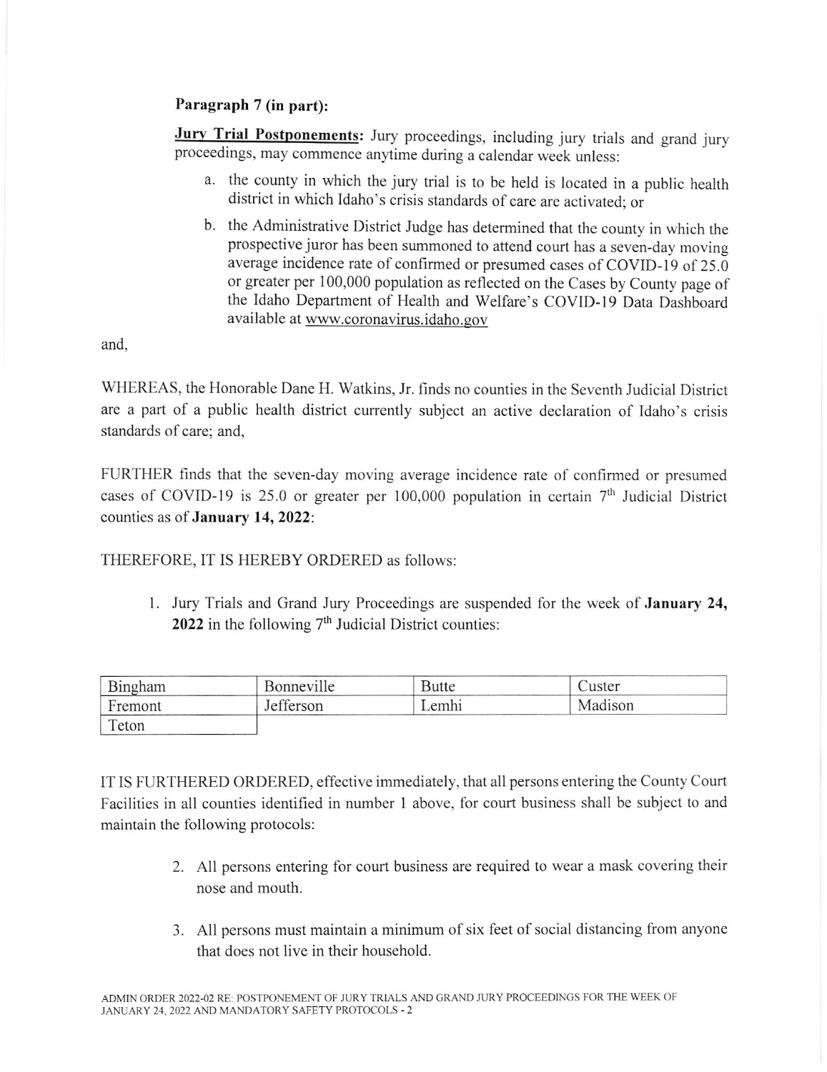**Paragraph 7 (in part):**

**Jury Trial Postponements:** Jury proceedings, including jury trials and grand jury proceedings, may commence anytime during a calendar week unless:

a. the county in which the jury trial is to be held is located in a public health district in which Idaho's crisis standards of care are activated; or

b. the Administrative District Judge has determined that the county in which the prospective juror has been summoned to attend court has a seven-day moving average incidence rate of confirmed or presumed cases of COVID-19 of 25.0 or greater per 100,000 population as reflected on the Cases by County page of the Idaho Department of Health and Welfare's COVID-19 Data Dashboard available at www.coronavirus.idaho.gov

and,

WHEREAS, the Honorable Dane H. Watkins, Jr. finds no counties in the Seventh Judicial District are a part of a public health district currently subject an active declaration of Idaho's crisis standards of care; and,

FURTHER finds that the seven-day moving average incidence rate of confirmed or presumed cases of COVID-19 is 25.0 or greater per 100,000 population in certain 7th Judicial District counties as of **January 14, 2022**:

THEREFORE, IT IS HEREBY ORDERED as follows:

1. Jury Trials and Grand Jury Proceedings are suspended for the week of **January 24, 2022** in the following 7th Judicial District counties:

| Bingham | Bonneville | Butte | Custer |
|---|---|---|---|
| Fremont | Jefferson | Lemhi | Madison |
| Teton | | | |

IT IS FURTHERED ORDERED, effective immediately, that all persons entering the County Court Facilities in all counties identified in number 1 above, for court business shall be subject to and maintain the following protocols:

2. All persons entering for court business are required to wear a mask covering their nose and mouth.

3. All persons must maintain a minimum of six feet of social distancing from anyone that does not live in their household.

ADMIN ORDER 2022-02 RE: POSTPONEMENT OF JURY TRIALS AND GRAND JURY PROCEEDINGS FOR THE WEEK OF JANUARY 24, 2022 AND MANDATORY SAFETY PROTOCOLS - 2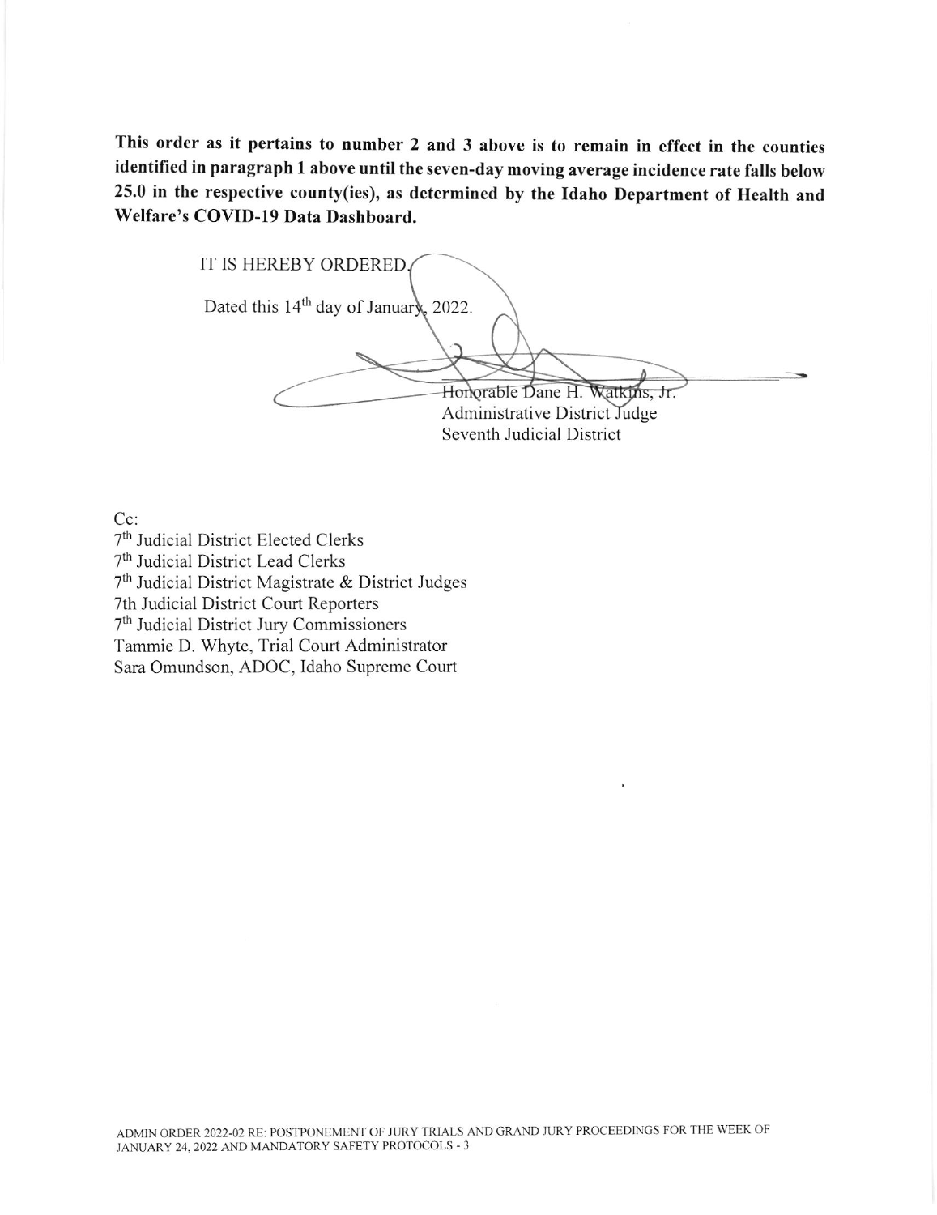**This order as it pertains to number 2 and 3 above is to remain in effect in the counties identified in paragraph 1 above until the seven-day moving average incidence rate falls below 25.0 in the respective county(ies), as determined by the Idaho Department of Health and Welfare's COVID-19 Data Dashboard.**

IT IS HEREBY ORDERED.

Dated this 14th day of January, 2022.

Honorable Dane H. Watkins, Jr.
Administrative District Judge
Seventh Judicial District

Cc:
7th Judicial District Elected Clerks
7th Judicial District Lead Clerks
7th Judicial District Magistrate & District Judges
7th Judicial District Court Reporters
7th Judicial District Jury Commissioners
Tammie D. Whyte, Trial Court Administrator
Sara Omundson, ADOC, Idaho Supreme Court